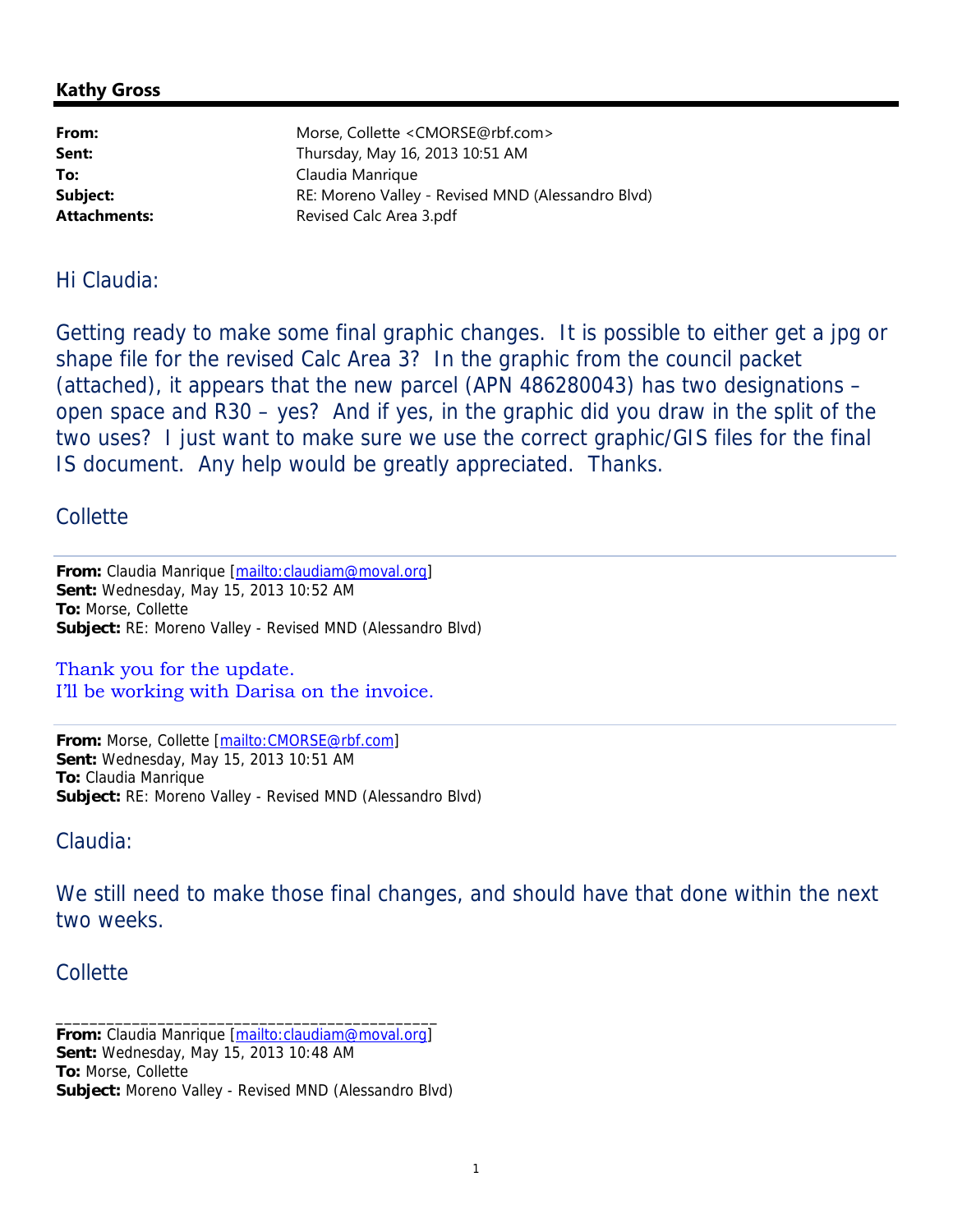**Kathy Gross**

| | |
|---|---|
| **From:** | Morse, Collette <CMORSE@rbf.com> |
| **Sent:** | Thursday, May 16, 2013 10:51 AM |
| **To:** | Claudia Manrique |
| **Subject:** | RE: Moreno Valley - Revised MND (Alessandro Blvd) |
| **Attachments:** | Revised Calc Area 3.pdf |

Hi Claudia:

Getting ready to make some final graphic changes. It is possible to either get a jpg or shape file for the revised Calc Area 3? In the graphic from the council packet (attached), it appears that the new parcel (APN 486280043) has two designations – open space and R30 – yes? And if yes, in the graphic did you draw in the split of the two uses? I just want to make sure we use the correct graphic/GIS files for the final IS document. Any help would be greatly appreciated. Thanks.

Collette

---

**From:** Claudia Manrique [mailto:claudiam@moval.org]
**Sent:** Wednesday, May 15, 2013 10:52 AM
**To:** Morse, Collette
**Subject:** RE: Moreno Valley - Revised MND (Alessandro Blvd)

Thank you for the update.
I'll be working with Darisa on the invoice.

---

**From:** Morse, Collette [mailto:CMORSE@rbf.com]
**Sent:** Wednesday, May 15, 2013 10:51 AM
**To:** Claudia Manrique
**Subject:** RE: Moreno Valley - Revised MND (Alessandro Blvd)

Claudia:

We still need to make those final changes, and should have that done within the next two weeks.

Collette

---

**From:** Claudia Manrique [mailto:claudiam@moval.org]
**Sent:** Wednesday, May 15, 2013 10:48 AM
**To:** Morse, Collette
**Subject:** Moreno Valley - Revised MND (Alessandro Blvd)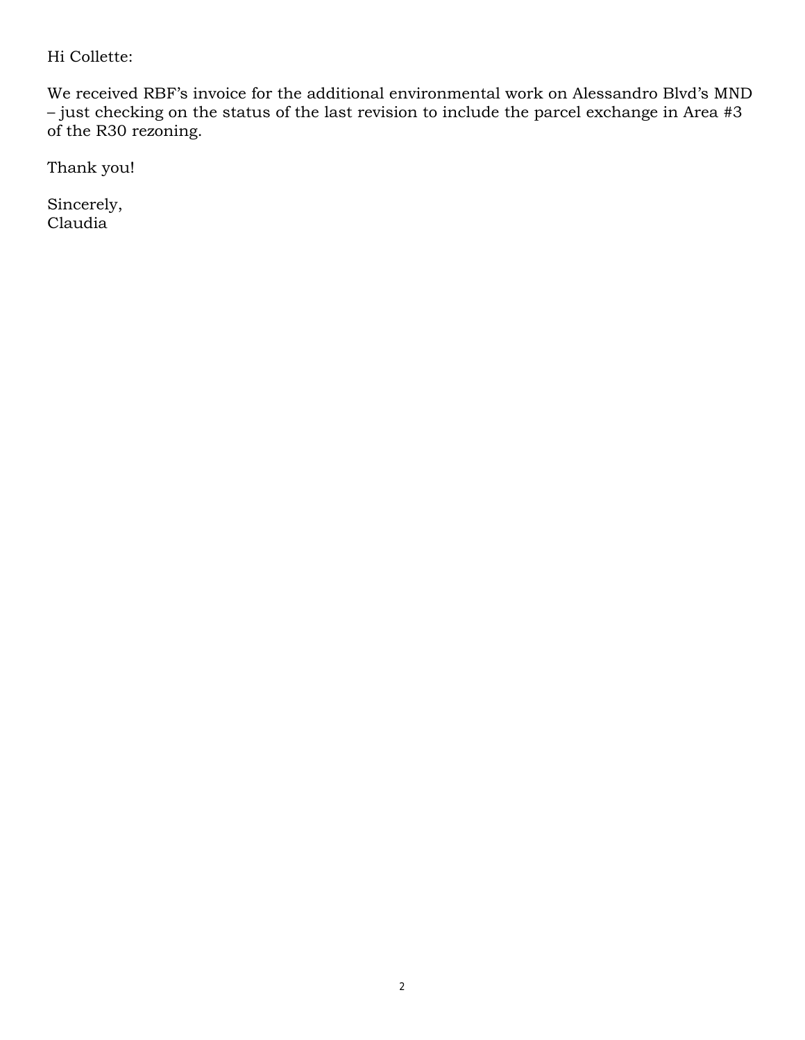Hi Collette:

We received RBF's invoice for the additional environmental work on Alessandro Blvd's MND – just checking on the status of the last revision to include the parcel exchange in Area #3 of the R30 rezoning.

Thank you!

Sincerely,
Claudia